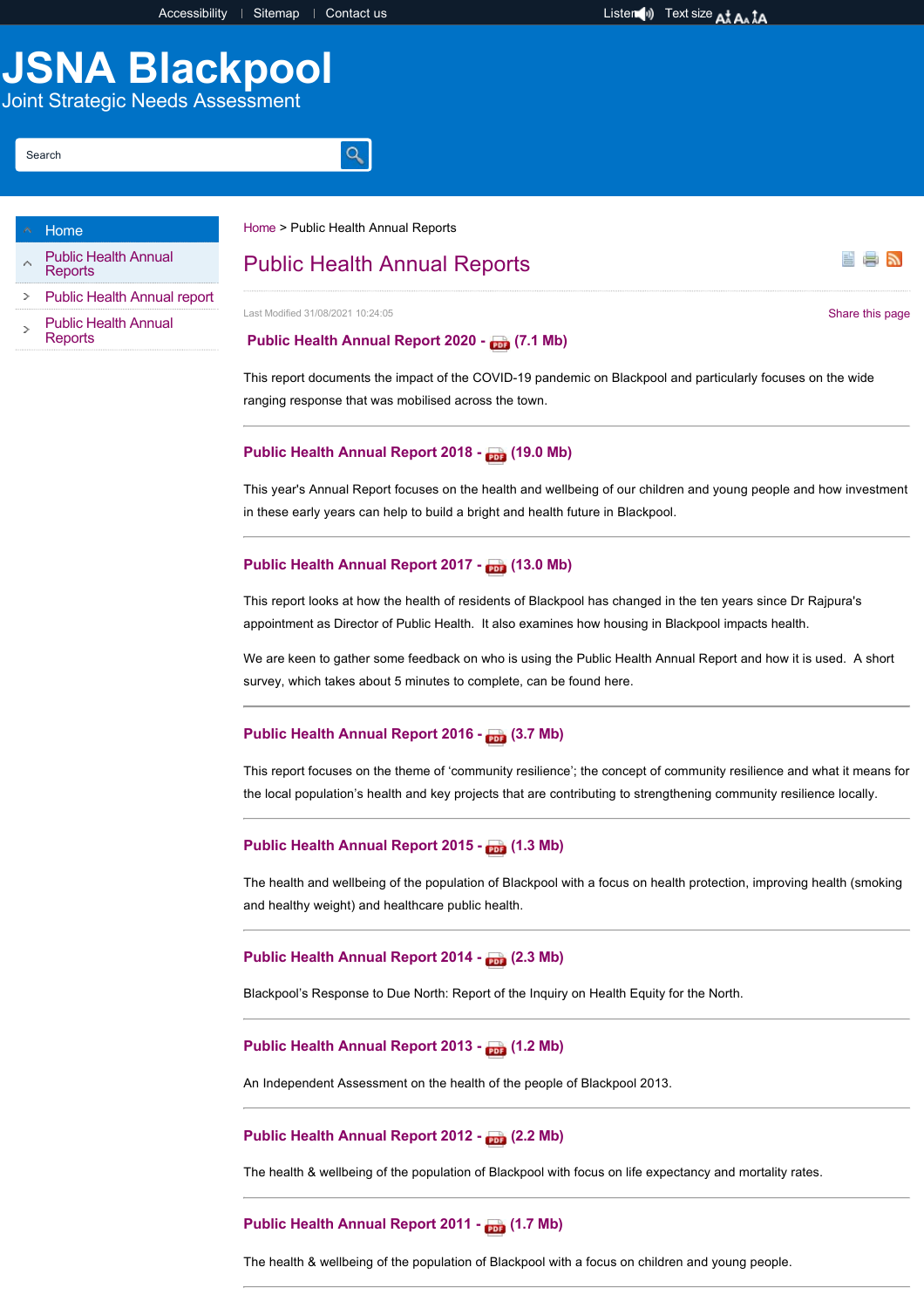Accessibility | Sitemap | Contact us

Listen Text size

# JSNA Blackpool

Joint Strategic Needs Assessment

Search

- Home
- Public Health Annual Reports
- Public Health Annual report
- Public Health Annual Reports

Home > Public Health Annual Reports

## Public Health Annual Reports

Last Modified 31/08/2021 10:24:05

Share this page

### Public Health Annual Report 2020 - (7.1 Mb)

This report documents the impact of the COVID-19 pandemic on Blackpool and particularly focuses on the wide ranging response that was mobilised across the town.

### Public Health Annual Report 2018 - (19.0 Mb)

This year's Annual Report focuses on the health and wellbeing of our children and young people and how investment in these early years can help to build a bright and health future in Blackpool.

### Public Health Annual Report 2017 - (13.0 Mb)

This report looks at how the health of residents of Blackpool has changed in the ten years since Dr Rajpura's appointment as Director of Public Health. It also examines how housing in Blackpool impacts health.

We are keen to gather some feedback on who is using the Public Health Annual Report and how it is used. A short survey, which takes about 5 minutes to complete, can be found here.

### Public Health Annual Report 2016 - (3.7 Mb)

This report focuses on the theme of 'community resilience'; the concept of community resilience and what it means for the local population's health and key projects that are contributing to strengthening community resilience locally.

### Public Health Annual Report 2015 - (1.3 Mb)

The health and wellbeing of the population of Blackpool with a focus on health protection, improving health (smoking and healthy weight) and healthcare public health.

### Public Health Annual Report 2014 - (2.3 Mb)

Blackpool's Response to Due North: Report of the Inquiry on Health Equity for the North.

### Public Health Annual Report 2013 - (1.2 Mb)

An Independent Assessment on the health of the people of Blackpool 2013.

### Public Health Annual Report 2012 - (2.2 Mb)

The health & wellbeing of the population of Blackpool with focus on life expectancy and mortality rates.

### Public Health Annual Report 2011 - (1.7 Mb)

The health & wellbeing of the population of Blackpool with a focus on children and young people.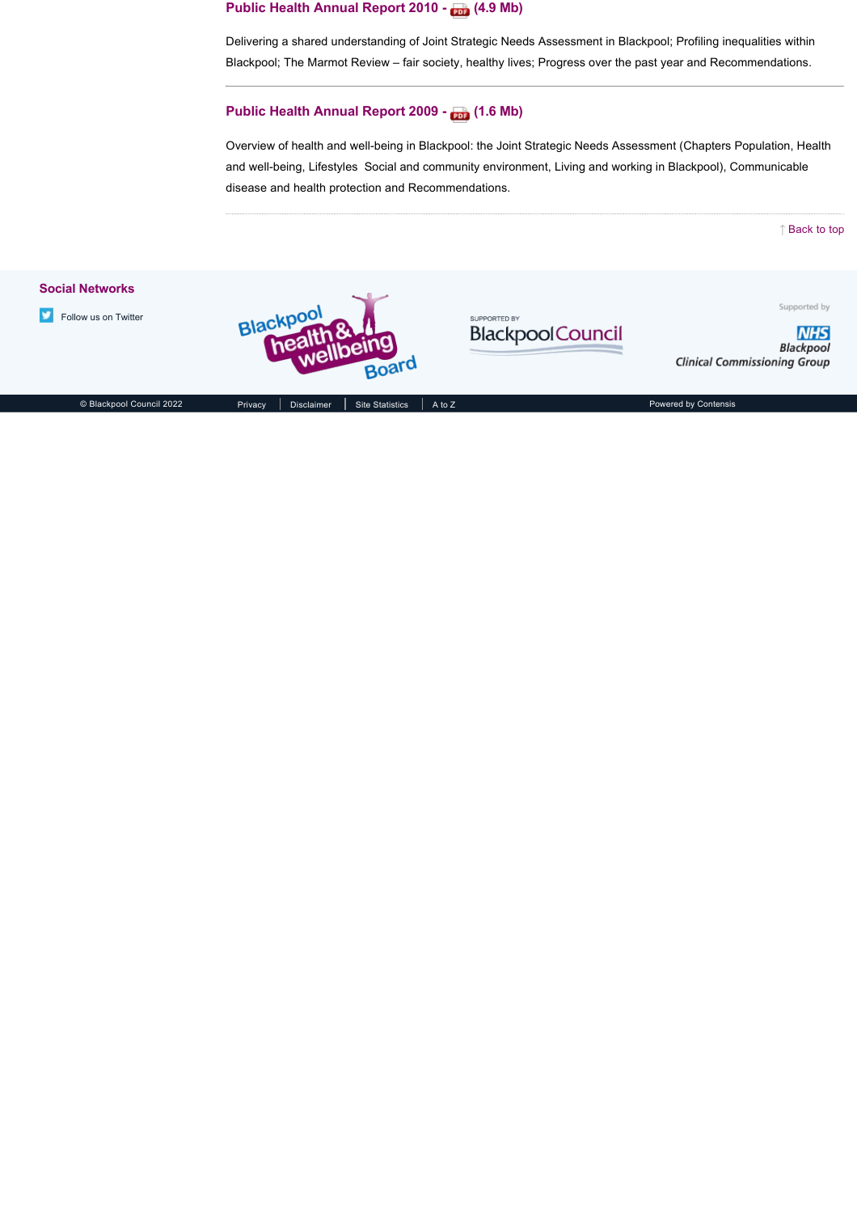### Public Health Annual Report 2010 - (4.9 Mb)

Delivering a shared understanding of Joint Strategic Needs Assessment in Blackpool; Profiling inequalities within Blackpool; The Marmot Review – fair society, healthy lives; Progress over the past year and Recommendations.

---

### Public Health Annual Report 2009 - (1.6 Mb)

Overview of health and well-being in Blackpool: the Joint Strategic Needs Assessment (Chapters Population, Health and well-being, Lifestyles  Social and community environment, Living and working in Blackpool), Communicable disease and health protection and Recommendations.

↑ Back to top

**Social Networks**

Follow us on Twitter

Blackpool health & wellbeing Board

SUPPORTED BY BlackpoolCouncil

Supported by NHS Blackpool Clinical Commissioning Group

© Blackpool Council 2022 | Privacy | Disclaimer | Site Statistics | A to Z | Powered by Contensis